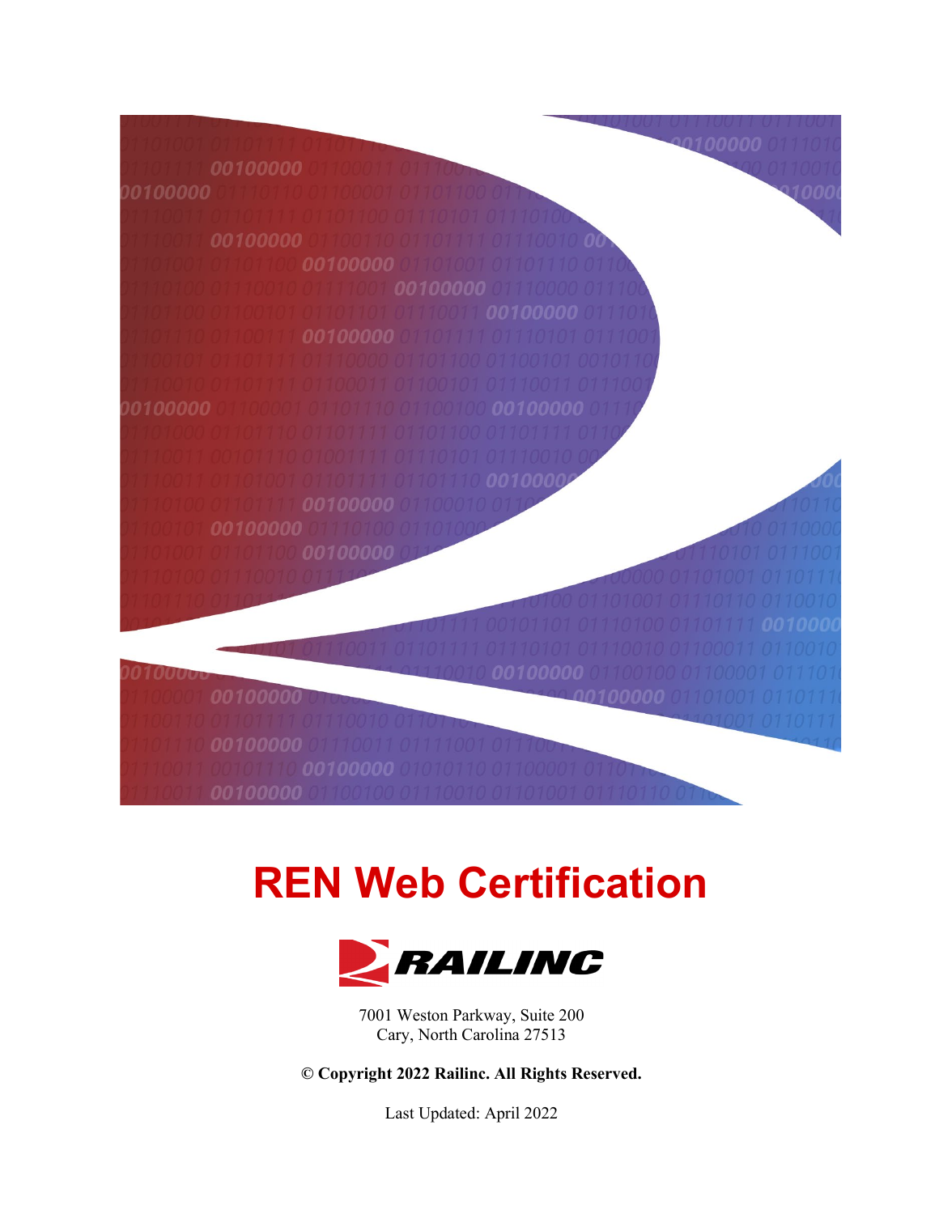# REN Web Certification

RAILINC

7001 Weston Parkway, Suite 200
Cary, North Carolina 27513

**© Copyright 2022 Railinc. All Rights Reserved.**

Last Updated: April 2022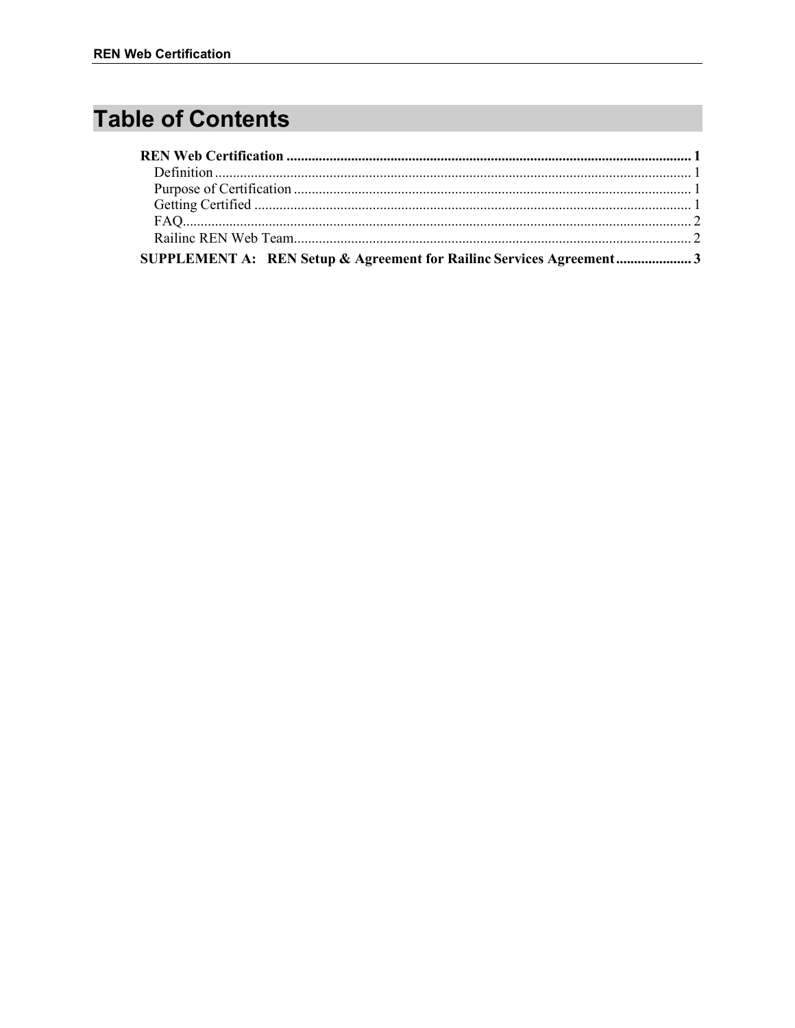# Table of Contents

**REN Web Certification** .......... **1**

- Definition .......... 1
- Purpose of Certification .......... 1
- Getting Certified .......... 1
- FAQ .......... 2
- Railinc REN Web Team .......... 2

**SUPPLEMENT A: REN Setup & Agreement for Railinc Services Agreement** .......... **3**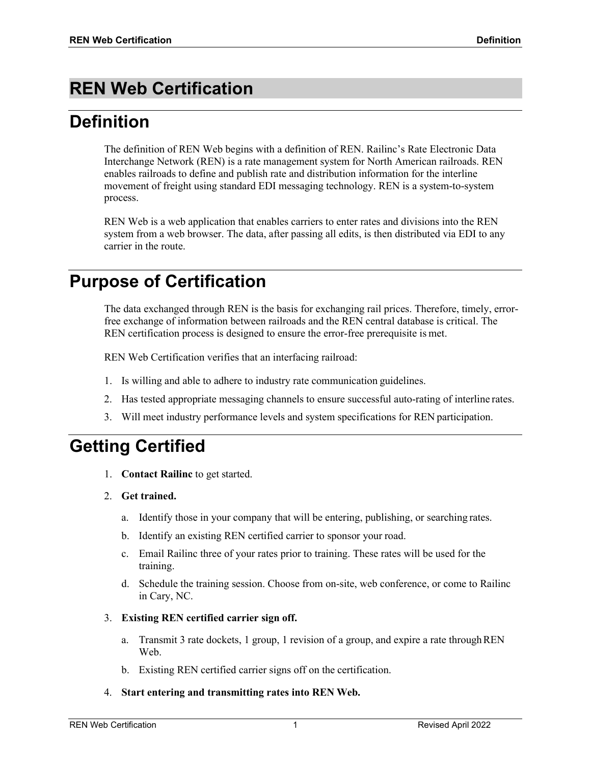# REN Web Certification

## Definition

The definition of REN Web begins with a definition of REN. Railinc's Rate Electronic Data Interchange Network (REN) is a rate management system for North American railroads. REN enables railroads to define and publish rate and distribution information for the interline movement of freight using standard EDI messaging technology. REN is a system-to-system process.

REN Web is a web application that enables carriers to enter rates and divisions into the REN system from a web browser. The data, after passing all edits, is then distributed via EDI to any carrier in the route.

## Purpose of Certification

The data exchanged through REN is the basis for exchanging rail prices. Therefore, timely, error-free exchange of information between railroads and the REN central database is critical. The REN certification process is designed to ensure the error-free prerequisite is met.

REN Web Certification verifies that an interfacing railroad:

1. Is willing and able to adhere to industry rate communication guidelines.
2. Has tested appropriate messaging channels to ensure successful auto-rating of interline rates.
3. Will meet industry performance levels and system specifications for REN participation.

## Getting Certified

1. **Contact Railinc** to get started.
2. **Get trained.**
   a. Identify those in your company that will be entering, publishing, or searching rates.
   b. Identify an existing REN certified carrier to sponsor your road.
   c. Email Railinc three of your rates prior to training. These rates will be used for the training.
   d. Schedule the training session. Choose from on-site, web conference, or come to Railinc in Cary, NC.
3. **Existing REN certified carrier sign off.**
   a. Transmit 3 rate dockets, 1 group, 1 revision of a group, and expire a rate through REN Web.
   b. Existing REN certified carrier signs off on the certification.
4. **Start entering and transmitting rates into REN Web.**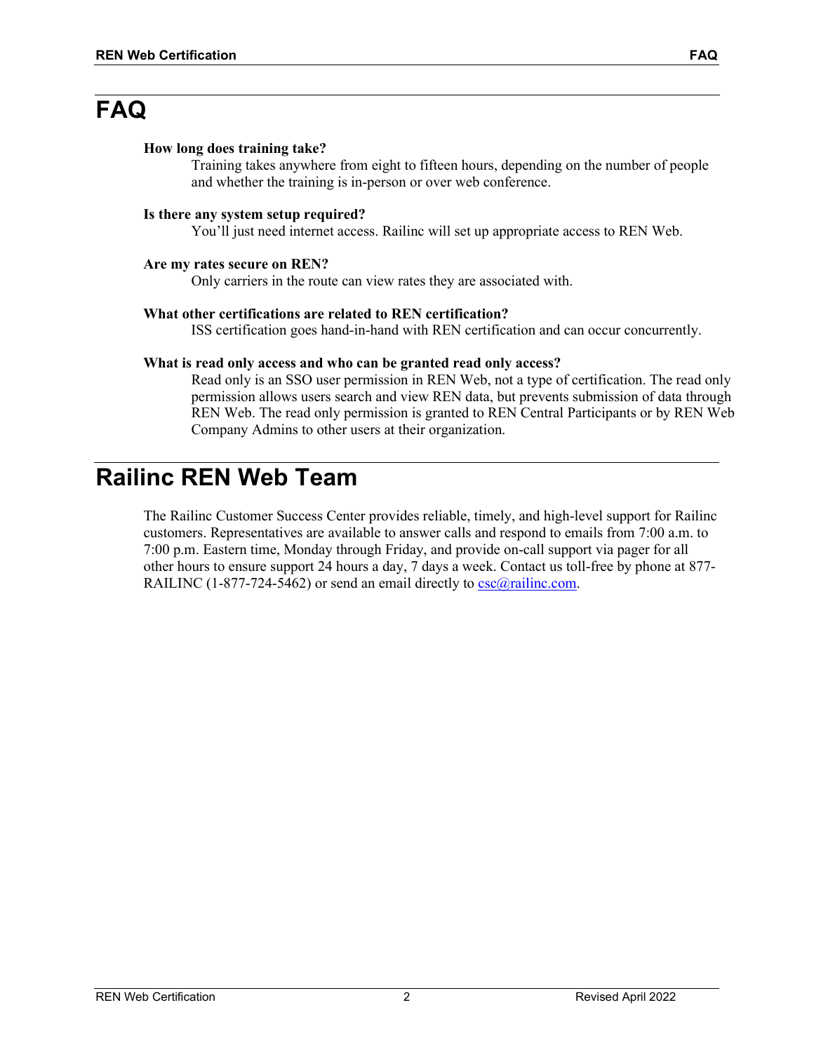# FAQ

**How long does training take?**

Training takes anywhere from eight to fifteen hours, depending on the number of people and whether the training is in-person or over web conference.

**Is there any system setup required?**

You'll just need internet access. Railinc will set up appropriate access to REN Web.

**Are my rates secure on REN?**

Only carriers in the route can view rates they are associated with.

**What other certifications are related to REN certification?**

ISS certification goes hand-in-hand with REN certification and can occur concurrently.

**What is read only access and who can be granted read only access?**

Read only is an SSO user permission in REN Web, not a type of certification. The read only permission allows users search and view REN data, but prevents submission of data through REN Web. The read only permission is granted to REN Central Participants or by REN Web Company Admins to other users at their organization.

# Railinc REN Web Team

The Railinc Customer Success Center provides reliable, timely, and high-level support for Railinc customers. Representatives are available to answer calls and respond to emails from 7:00 a.m. to 7:00 p.m. Eastern time, Monday through Friday, and provide on-call support via pager for all other hours to ensure support 24 hours a day, 7 days a week. Contact us toll-free by phone at 877-RAILINC (1-877-724-5462) or send an email directly to csc@railinc.com.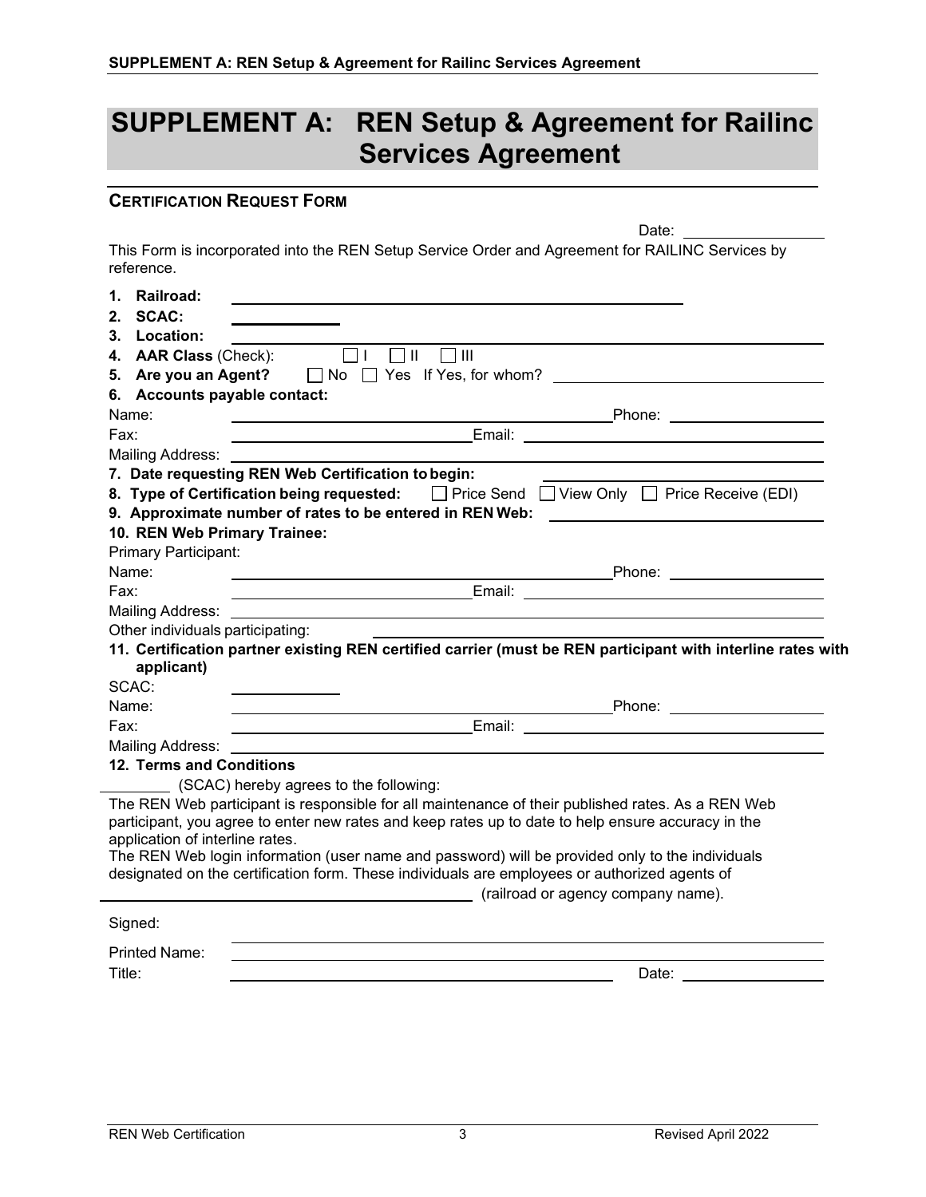# SUPPLEMENT A: REN Setup & Agreement for Railinc Services Agreement

## CERTIFICATION REQUEST FORM

Date: ________________

This Form is incorporated into the REN Setup Service Order and Agreement for RAILINC Services by reference.

1. **Railroad:** ______________________________
2. **SCAC:** ____________
3. **Location:** ______________________________
4. **AAR Class** (Check): ☐ I ☐ II ☐ III
5. **Are you an Agent?** ☐ No ☐ Yes If Yes, for whom? ______________________________
6. **Accounts payable contact:**

Name: ______________________________ Phone: ________________

Fax: ______________________________ Email: ______________________________

Mailing Address: ______________________________

7. **Date requesting REN Web Certification to begin:** ______________________________
8. **Type of Certification being requested:** ☐ Price Send ☐ View Only ☐ Price Receive (EDI)
9. **Approximate number of rates to be entered in REN Web:** ______________________________
10. **REN Web Primary Trainee:**

Primary Participant:

Name: ______________________________ Phone: ________________

Fax: ______________________________ Email: ______________________________

Mailing Address: ______________________________

Other individuals participating: ______________________________

11. **Certification partner existing REN certified carrier (must be REN participant with interline rates with applicant)**

SCAC: ____________

Name: ______________________________ Phone: ________________

Fax: ______________________________ Email: ______________________________

Mailing Address: ______________________________

12. **Terms and Conditions**

________ (SCAC) hereby agrees to the following:

The REN Web participant is responsible for all maintenance of their published rates. As a REN Web participant, you agree to enter new rates and keep rates up to date to help ensure accuracy in the application of interline rates.

The REN Web login information (user name and password) will be provided only to the individuals designated on the certification form. These individuals are employees or authorized agents of ______________________________ (railroad or agency company name).

Signed: ______________________________

Printed Name: ______________________________

Title: ______________________________ Date: ________________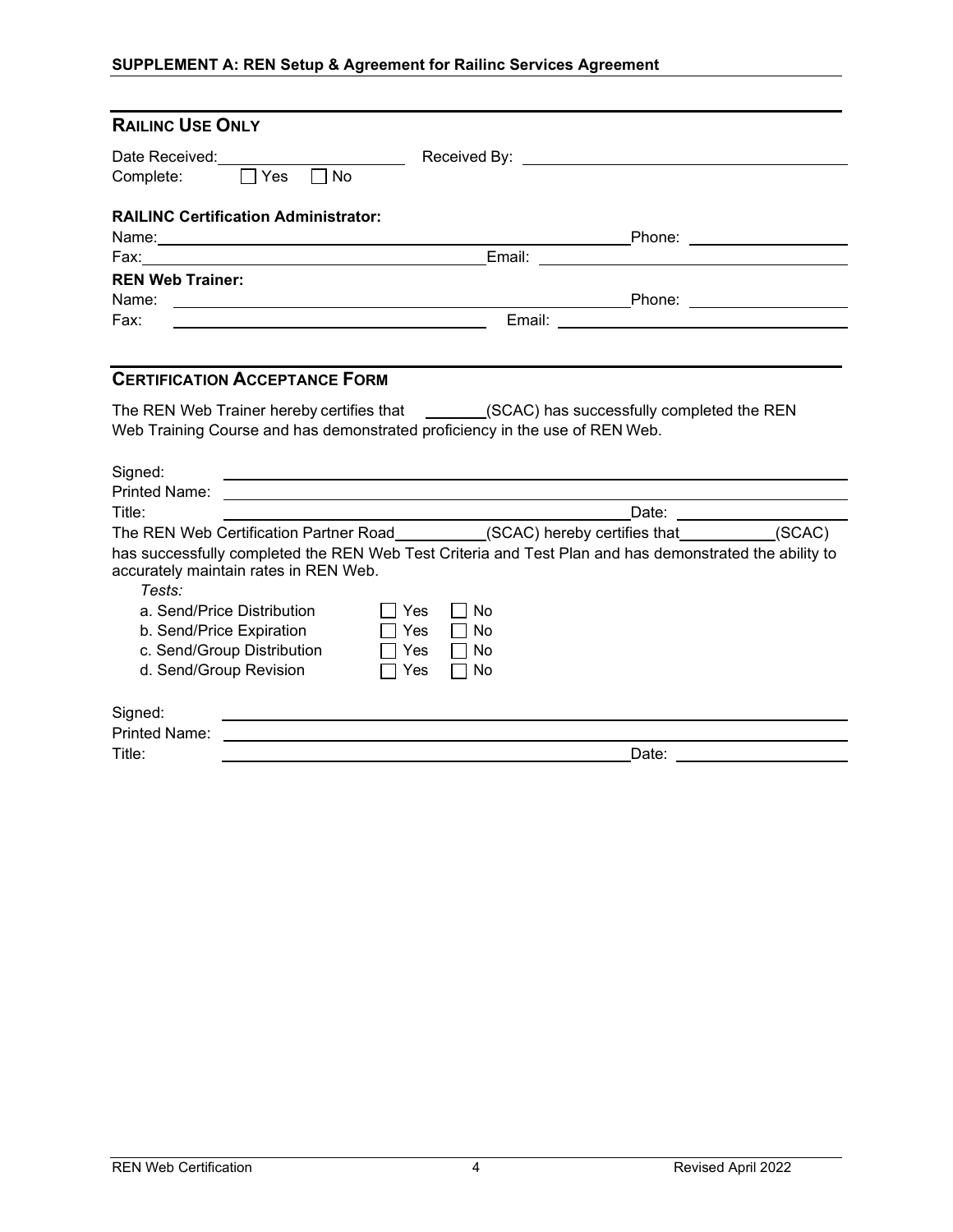**SUPPLEMENT A: REN Setup & Agreement for Railinc Services Agreement**

## RAILINC USE ONLY

Date Received: ____________________ Received By: ____________________

Complete: ☐ Yes ☐ No

**RAILINC Certification Administrator:**

Name: ____________________ Phone: ____________________

Fax: ____________________ Email: ____________________

**REN Web Trainer:**

Name: ____________________ Phone: ____________________

Fax: ____________________ Email: ____________________

## CERTIFICATION ACCEPTANCE FORM

The REN Web Trainer hereby certifies that ________(SCAC) has successfully completed the REN Web Training Course and has demonstrated proficiency in the use of REN Web.

Signed: ____________________

Printed Name: ____________________

Title: ____________________ Date: ____________________

The REN Web Certification Partner Road__________(SCAC) hereby certifies that__________(SCAC) has successfully completed the REN Web Test Criteria and Test Plan and has demonstrated the ability to accurately maintain rates in REN Web.

*Tests:*

- a. Send/Price Distribution ☐ Yes ☐ No
- b. Send/Price Expiration ☐ Yes ☐ No
- c. Send/Group Distribution ☐ Yes ☐ No
- d. Send/Group Revision ☐ Yes ☐ No

Signed: ____________________

Printed Name: ____________________

Title: ____________________ Date: ____________________